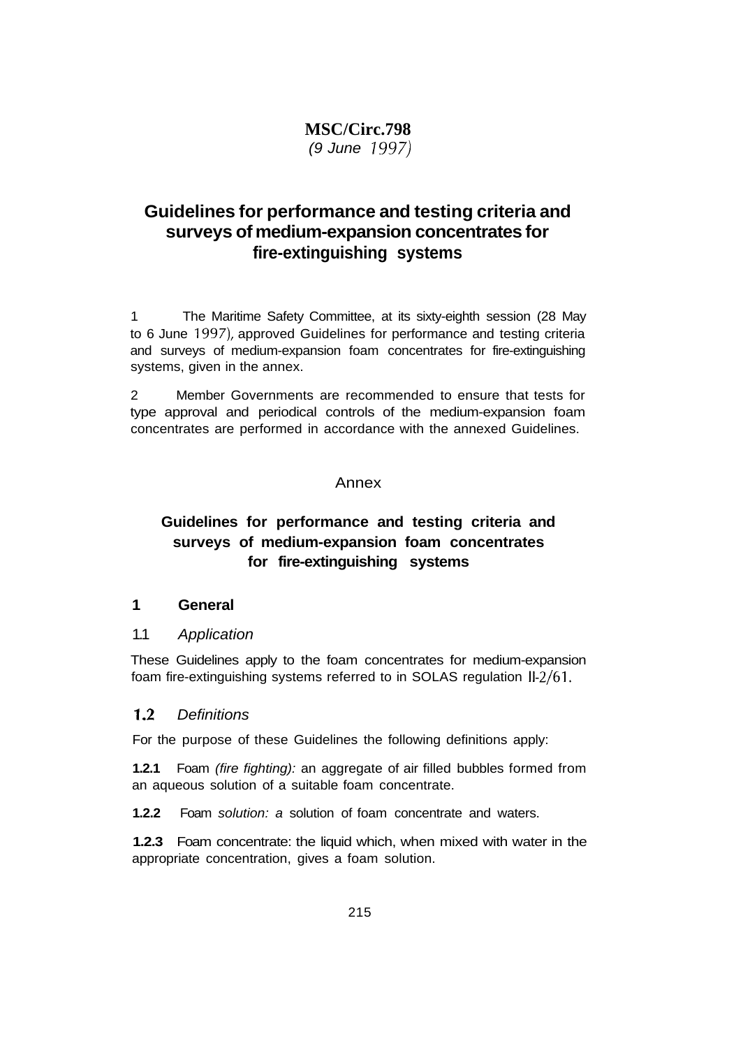# MSC/Circ.798

*(9 June 1997)*

## Guidelines for performance and testing criteria and surveys of medium-expansion concentrates for fire-extinguishing systems

1 The Maritime Safety Committee, at its sixty-eighth session (28 May to 6 June 1997), approved Guidelines for performance and testing criteria and surveys of medium-expansion foam concentrates for fire-extinguishing systems, given in the annex.

2 Member Governments are recommended to ensure that tests for type approval and periodical controls of the medium-expansion foam concentrates are performed in accordance with the annexed Guidelines.

Annex

## Guidelines for performance and testing criteria and surveys of medium-expansion foam concentrates for fire-extinguishing systems

### 1 General

#### 1.1 *Application*

These Guidelines apply to the foam concentrates for medium-expansion foam fire-extinguishing systems referred to in SOLAS regulation II-2/61.

#### 1.2 *Definitions*

For the purpose of these Guidelines the following definitions apply:

**1.2.1** Foam *(fire fighting):* an aggregate of air filled bubbles formed from an aqueous solution of a suitable foam concentrate.

**1.2.2** Foam *solution: a* solution of foam concentrate and waters.

**1.2.3** Foam concentrate: the liquid which, when mixed with water in the appropriate concentration, gives a foam solution.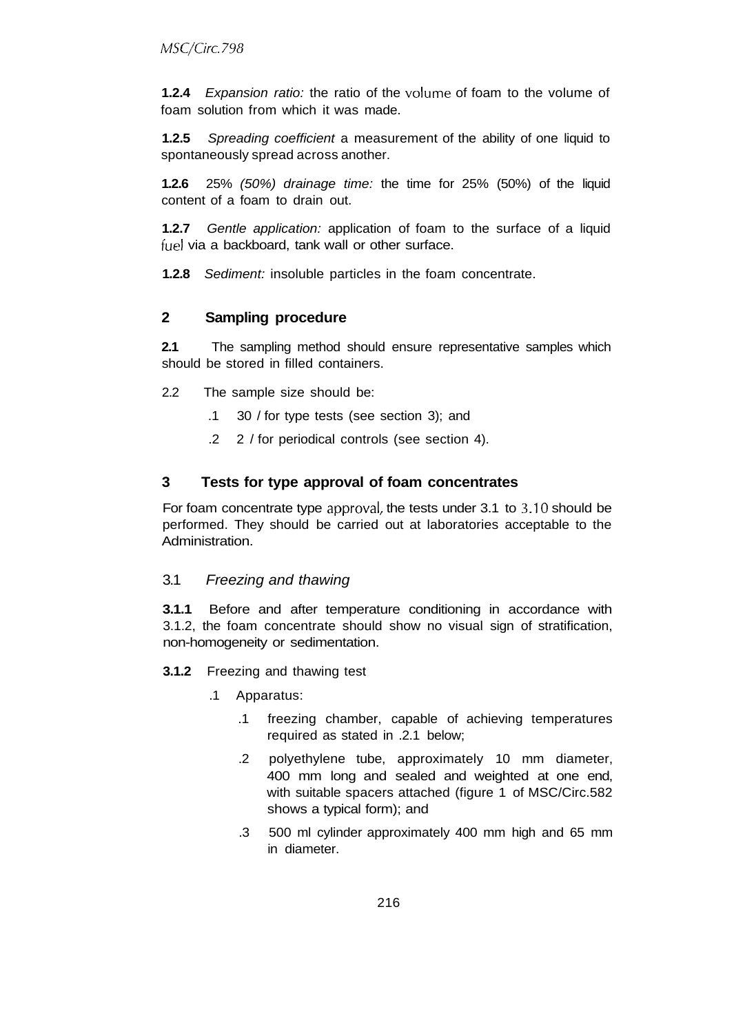**1.2.4** *Expansion ratio:* the ratio of the volume of foam to the volume of foam solution from which it was made.

**1.2.5** *Spreading coefficient* a measurement of the ability of one liquid to spontaneously spread across another.

**1.2.6** 25% *(50%) drainage time:* the time for 25% (50%) of the liquid content of a foam to drain out.

**1.2.7** *Gentle application:* application of foam to the surface of a liquid fuel via a backboard, tank wall or other surface.

**1.2.8** *Sediment:* insoluble particles in the foam concentrate.

## 2 Sampling procedure

**2.1** The sampling method should ensure representative samples which should be stored in filled containers.

2.2 The sample size should be:

.1 30 / for type tests (see section 3); and

.2 2 / for periodical controls (see section 4).

## 3 Tests for type approval of foam concentrates

For foam concentrate type approval, the tests under 3.1 to 3.10 should be performed. They should be carried out at laboratories acceptable to the Administration.

### 3.1 *Freezing and thawing*

**3.1.1** Before and after temperature conditioning in accordance with 3.1.2, the foam concentrate should show no visual sign of stratification, non-homogeneity or sedimentation.

**3.1.2** Freezing and thawing test

.1 Apparatus:

.1 freezing chamber, capable of achieving temperatures required as stated in .2.1 below;

.2 polyethylene tube, approximately 10 mm diameter, 400 mm long and sealed and weighted at one end, with suitable spacers attached (figure 1 of MSC/Circ.582 shows a typical form); and

.3 500 ml cylinder approximately 400 mm high and 65 mm in diameter.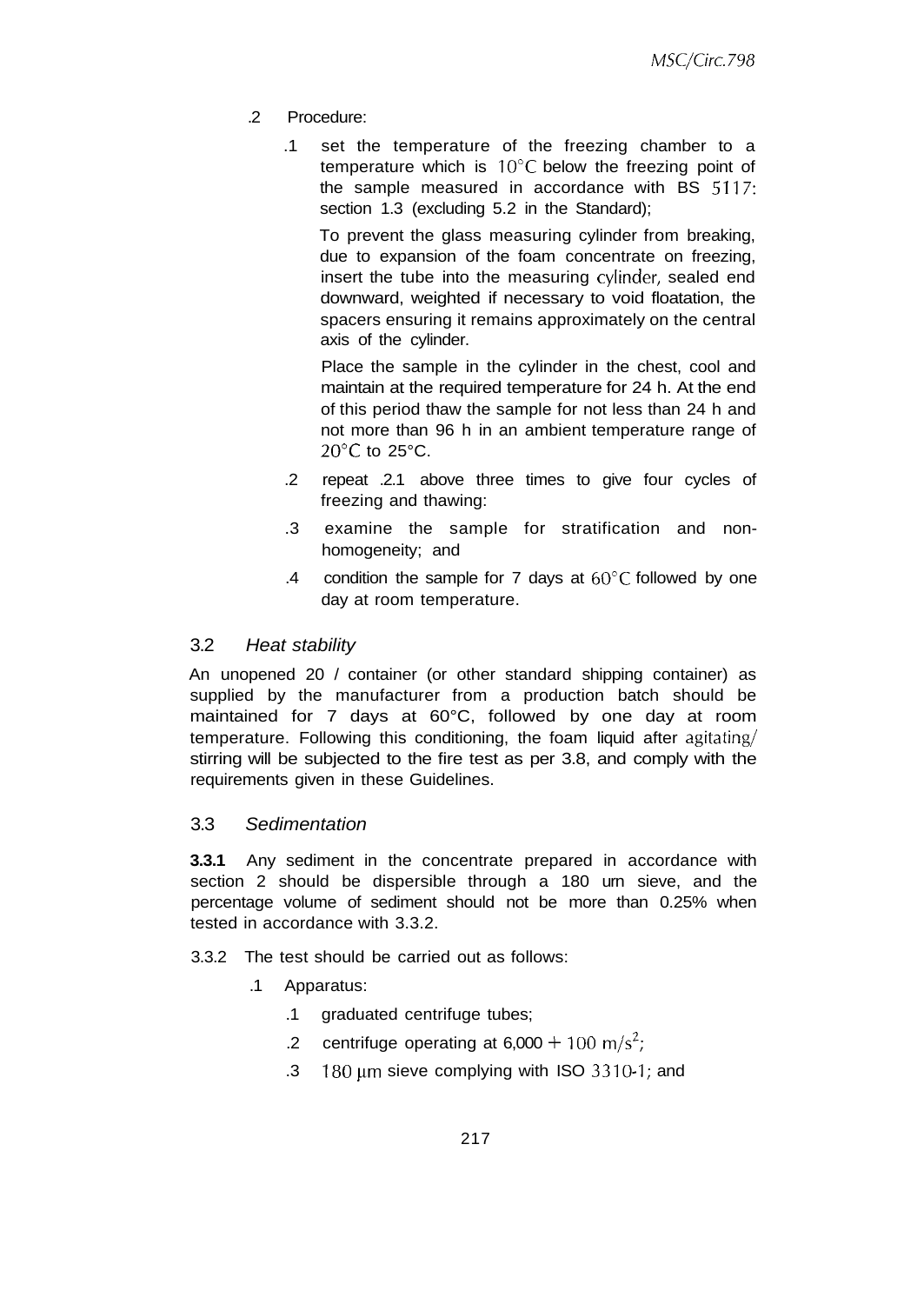.2 Procedure:

.1 set the temperature of the freezing chamber to a temperature which is 10°C below the freezing point of the sample measured in accordance with BS 5117: section 1.3 (excluding 5.2 in the Standard);

To prevent the glass measuring cylinder from breaking, due to expansion of the foam concentrate on freezing, insert the tube into the measuring cylinder, sealed end downward, weighted if necessary to void floatation, the spacers ensuring it remains approximately on the central axis of the cylinder.

Place the sample in the cylinder in the chest, cool and maintain at the required temperature for 24 h. At the end of this period thaw the sample for not less than 24 h and not more than 96 h in an ambient temperature range of 20°C to 25°C.

.2 repeat .2.1 above three times to give four cycles of freezing and thawing:

.3 examine the sample for stratification and non-homogeneity; and

.4 condition the sample for 7 days at 60°C followed by one day at room temperature.

## 3.2 *Heat stability*

An unopened 20 / container (or other standard shipping container) as supplied by the manufacturer from a production batch should be maintained for 7 days at 60°C, followed by one day at room temperature. Following this conditioning, the foam liquid after agitating/ stirring will be subjected to the fire test as per 3.8, and comply with the requirements given in these Guidelines.

## 3.3 *Sedimentation*

**3.3.1** Any sediment in the concentrate prepared in accordance with section 2 should be dispersible through a 180 um sieve, and the percentage volume of sediment should not be more than 0.25% when tested in accordance with 3.3.2.

3.3.2 The test should be carried out as follows:

.1 Apparatus:

.1 graduated centrifuge tubes;

.2 centrifuge operating at 6,000 + 100 $m/s^2$;

.3 180 μm sieve complying with ISO 3310-1; and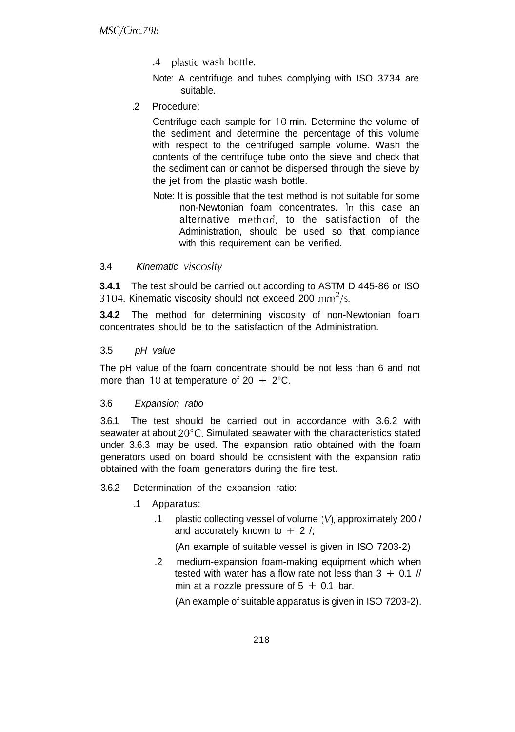.4 plastic wash bottle.

Note: A centrifuge and tubes complying with ISO 3734 are suitable.

.2 Procedure:

Centrifuge each sample for 10 min. Determine the volume of the sediment and determine the percentage of this volume with respect to the centrifuged sample volume. Wash the contents of the centrifuge tube onto the sieve and check that the sediment can or cannot be dispersed through the sieve by the jet from the plastic wash bottle.

Note: It is possible that the test method is not suitable for some non-Newtonian foam concentrates. In this case an alternative method, to the satisfaction of the Administration, should be used so that compliance with this requirement can be verified.

3.4 *Kinematic viscosity*

**3.4.1** The test should be carried out according to ASTM D 445-86 or ISO 3104. Kinematic viscosity should not exceed 200 $mm^2/s$.

**3.4.2** The method for determining viscosity of non-Newtonian foam concentrates should be to the satisfaction of the Administration.

3.5 *pH value*

The pH value of the foam concentrate should be not less than 6 and not more than 10 at temperature of 20 + 2°C.

3.6 *Expansion ratio*

3.6.1 The test should be carried out in accordance with 3.6.2 with seawater at about 20°C. Simulated seawater with the characteristics stated under 3.6.3 may be used. The expansion ratio obtained with the foam generators used on board should be consistent with the expansion ratio obtained with the foam generators during the fire test.

3.6.2 Determination of the expansion ratio:

.1 Apparatus:

.1 plastic collecting vessel of volume ($V$), approximately 200 / and accurately known to + 2 /;

(An example of suitable vessel is given in ISO 7203-2)

.2 medium-expansion foam-making equipment which when tested with water has a flow rate not less than 3 + 0.1 // min at a nozzle pressure of 5 + 0.1 bar.

(An example of suitable apparatus is given in ISO 7203-2).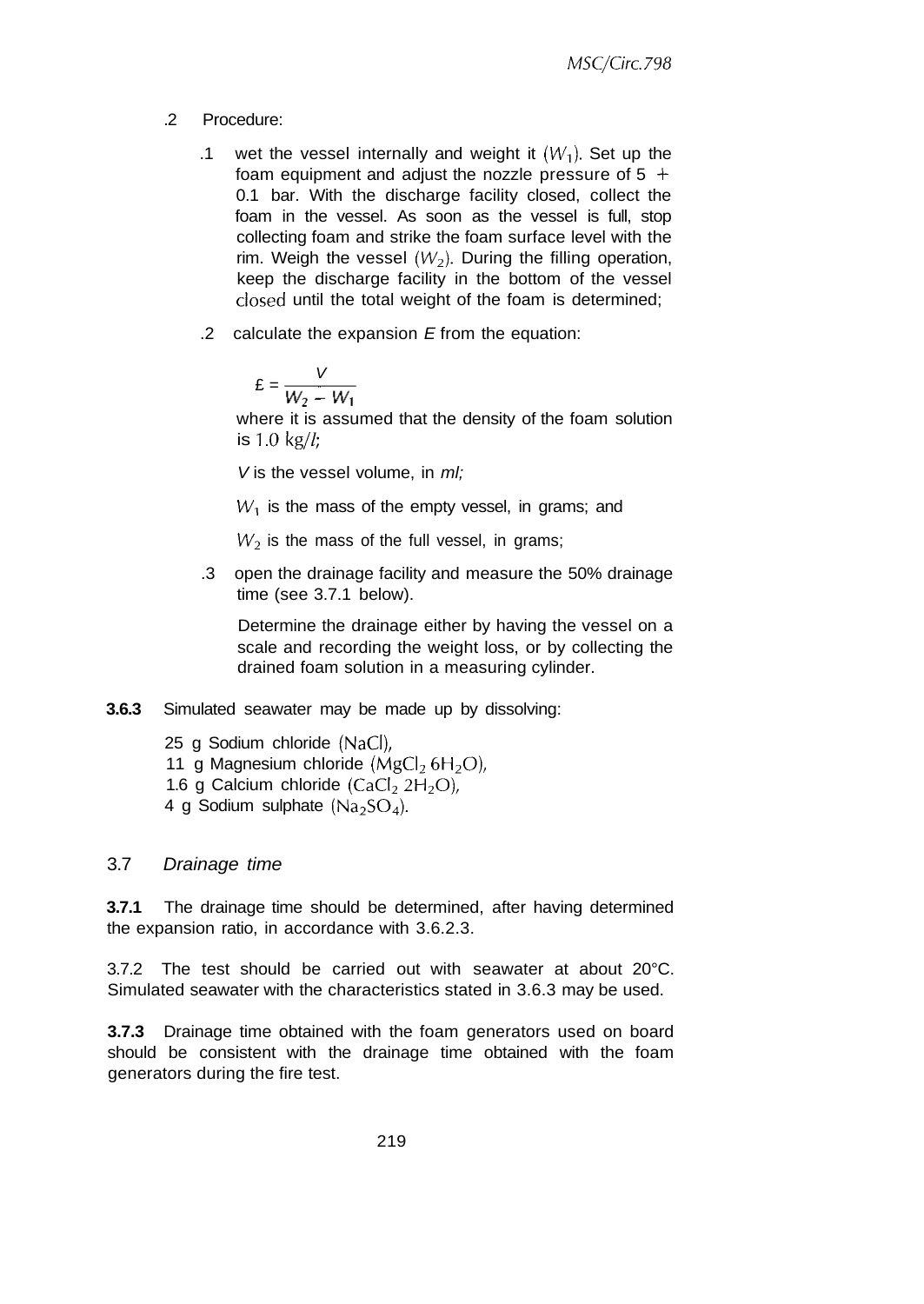.2 Procedure:

.1 wet the vessel internally and weight it ($W_1$). Set up the foam equipment and adjust the nozzle pressure of 5 + 0.1 bar. With the discharge facility closed, collect the foam in the vessel. As soon as the vessel is full, stop collecting foam and strike the foam surface level with the rim. Weigh the vessel ($W_2$). During the filling operation, keep the discharge facility in the bottom of the vessel closed until the total weight of the foam is determined;

.2 calculate the expansion *E* from the equation:

$$E = \frac{V}{W_2 - W_1}$$

where it is assumed that the density of the foam solution is 1.0 kg/*l*;

*V* is the vessel volume, in *ml;*

$W_1$ is the mass of the empty vessel, in grams; and

$W_2$ is the mass of the full vessel, in grams;

.3 open the drainage facility and measure the 50% drainage time (see 3.7.1 below).

Determine the drainage either by having the vessel on a scale and recording the weight loss, or by collecting the drained foam solution in a measuring cylinder.

**3.6.3** Simulated seawater may be made up by dissolving:

25 g Sodium chloride ($NaCl$),
11 g Magnesium chloride ($MgCl_2\,6H_2O$),
1.6 g Calcium chloride ($CaCl_2\,2H_2O$),
4 g Sodium sulphate ($Na_2SO_4$).

## 3.7 *Drainage time*

**3.7.1** The drainage time should be determined, after having determined the expansion ratio, in accordance with 3.6.2.3.

3.7.2 The test should be carried out with seawater at about 20°C. Simulated seawater with the characteristics stated in 3.6.3 may be used.

**3.7.3** Drainage time obtained with the foam generators used on board should be consistent with the drainage time obtained with the foam generators during the fire test.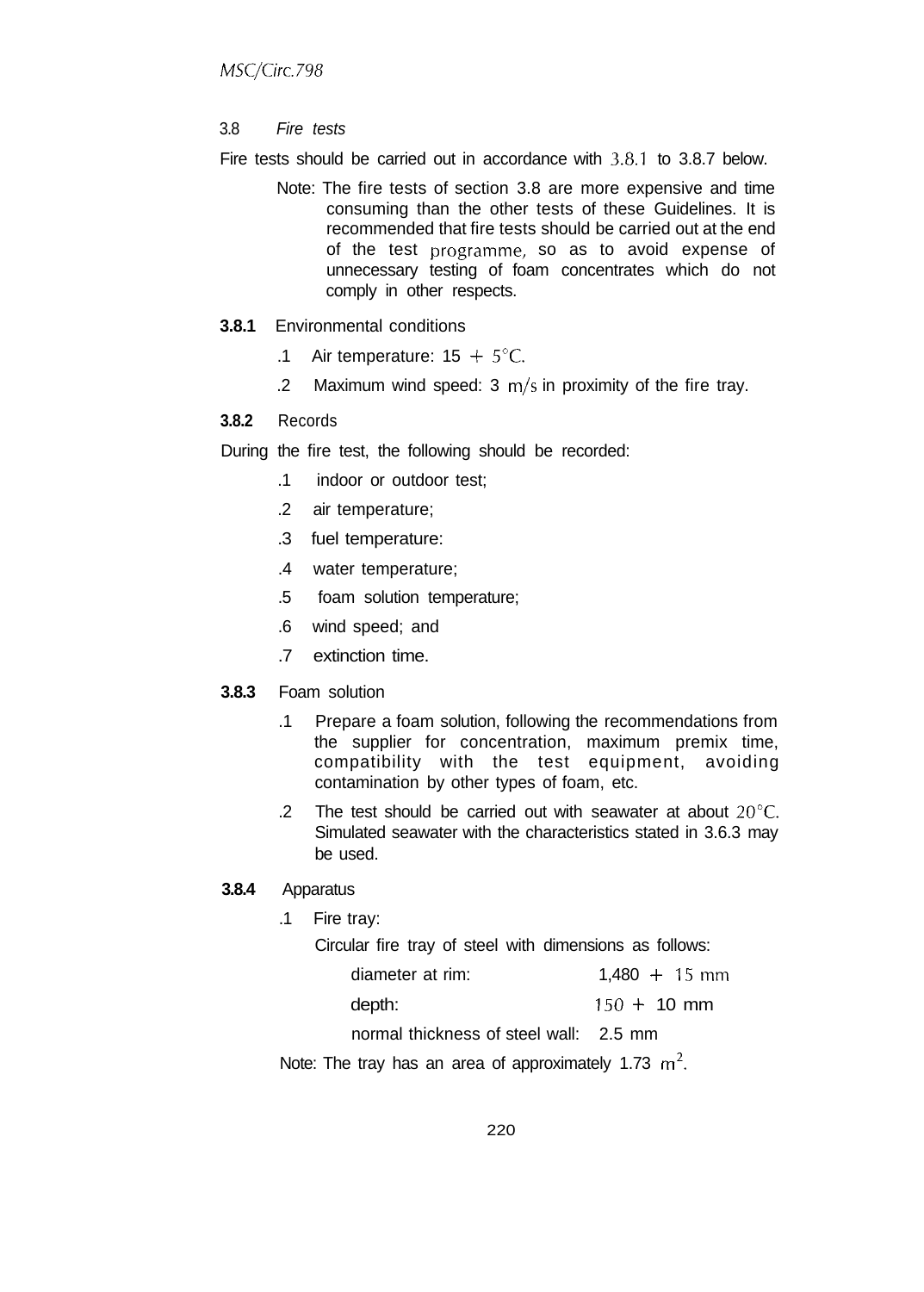3.8 *Fire tests*

Fire tests should be carried out in accordance with 3.8.1 to 3.8.7 below.

> Note: The fire tests of section 3.8 are more expensive and time consuming than the other tests of these Guidelines. It is recommended that fire tests should be carried out at the end of the test programme, so as to avoid expense of unnecessary testing of foam concentrates which do not comply in other respects.

**3.8.1** Environmental conditions

.1 Air temperature: 15 + 5°C.

.2 Maximum wind speed: 3 m/s in proximity of the fire tray.

**3.8.2** Records

During the fire test, the following should be recorded:

.1 indoor or outdoor test;

.2 air temperature;

.3 fuel temperature:

.4 water temperature;

.5 foam solution temperature;

.6 wind speed; and

.7 extinction time.

**3.8.3** Foam solution

.1 Prepare a foam solution, following the recommendations from the supplier for concentration, maximum premix time, compatibility with the test equipment, avoiding contamination by other types of foam, etc.

.2 The test should be carried out with seawater at about 20°C. Simulated seawater with the characteristics stated in 3.6.3 may be used.

**3.8.4** Apparatus

.1 Fire tray:

Circular fire tray of steel with dimensions as follows:

| | |
|---|---|
| diameter at rim: | 1,480 + 15 mm |
| depth: | 150 + 10 mm |
| normal thickness of steel wall: | 2.5 mm |

Note: The tray has an area of approximately 1.73 $m^2$.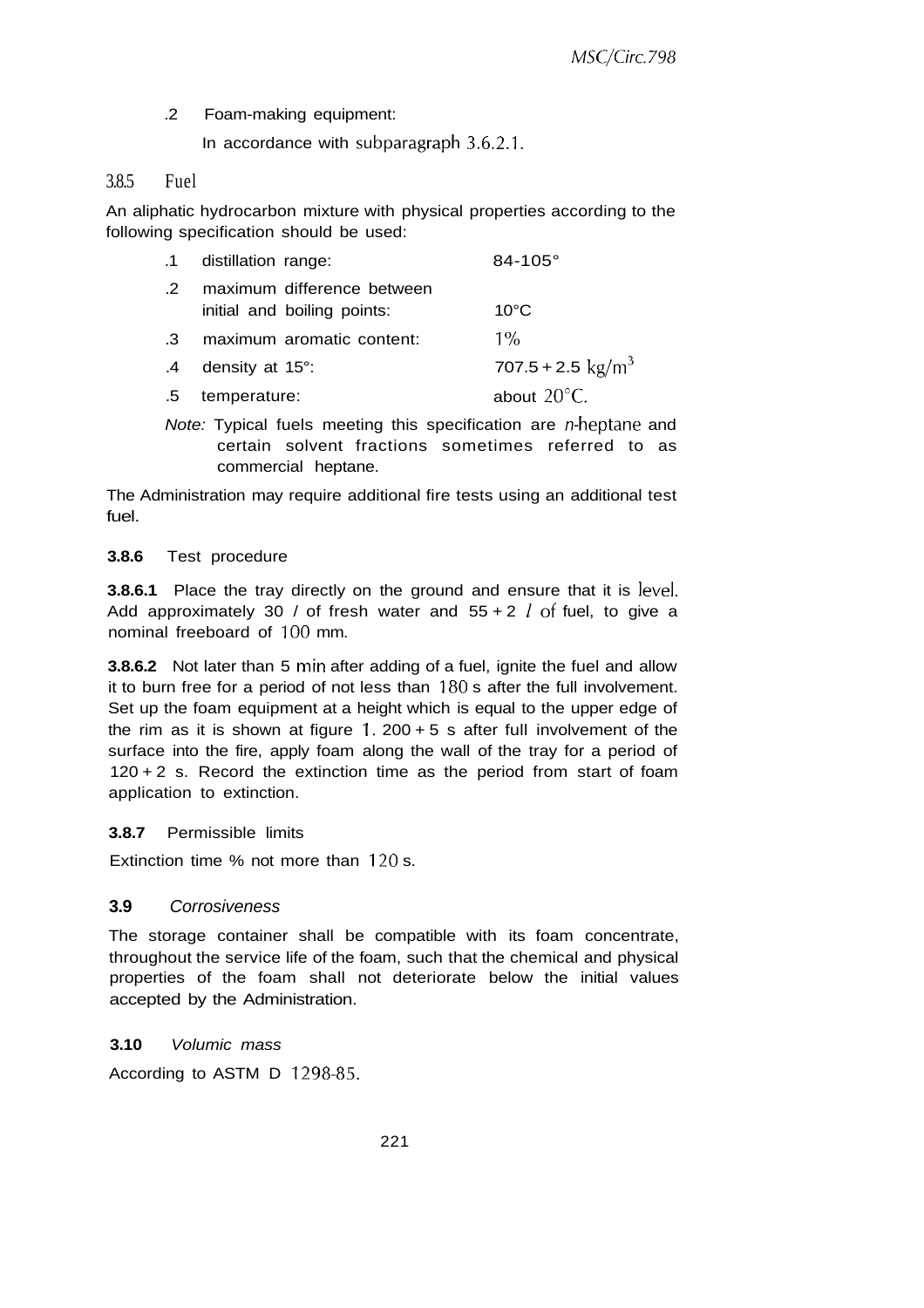.2 Foam-making equipment:

In accordance with subparagraph 3.6.2.1.

3.8.5 Fuel

An aliphatic hydrocarbon mixture with physical properties according to the following specification should be used:

| | | |
|---|---|---|
| .1 | distillation range: | 84-105° |
| .2 | maximum difference between initial and boiling points: | 10°C |
| .3 | maximum aromatic content: | 1% |
| .4 | density at 15°: | 707.5 + 2.5 $kg/m^3$ |
| .5 | temperature: | about 20°C. |

*Note:* Typical fuels meeting this specification are *n*-heptane and certain solvent fractions sometimes referred to as commercial heptane.

The Administration may require additional fire tests using an additional test fuel.

**3.8.6** Test procedure

**3.8.6.1** Place the tray directly on the ground and ensure that it is level. Add approximately 30 / of fresh water and 55 + 2 *l* of fuel, to give a nominal freeboard of 100 mm.

**3.8.6.2** Not later than 5 min after adding of a fuel, ignite the fuel and allow it to burn free for a period of not less than 180 s after the full involvement. Set up the foam equipment at a height which is equal to the upper edge of the rim as it is shown at figure 1. 200 + 5 s after full involvement of the surface into the fire, apply foam along the wall of the tray for a period of 120 + 2 s. Record the extinction time as the period from start of foam application to extinction.

**3.8.7** Permissible limits

Extinction time % not more than 120 s.

**3.9** *Corrosiveness*

The storage container shall be compatible with its foam concentrate, throughout the service life of the foam, such that the chemical and physical properties of the foam shall not deteriorate below the initial values accepted by the Administration.

**3.10** *Volumic mass*

According to ASTM D 1298-85.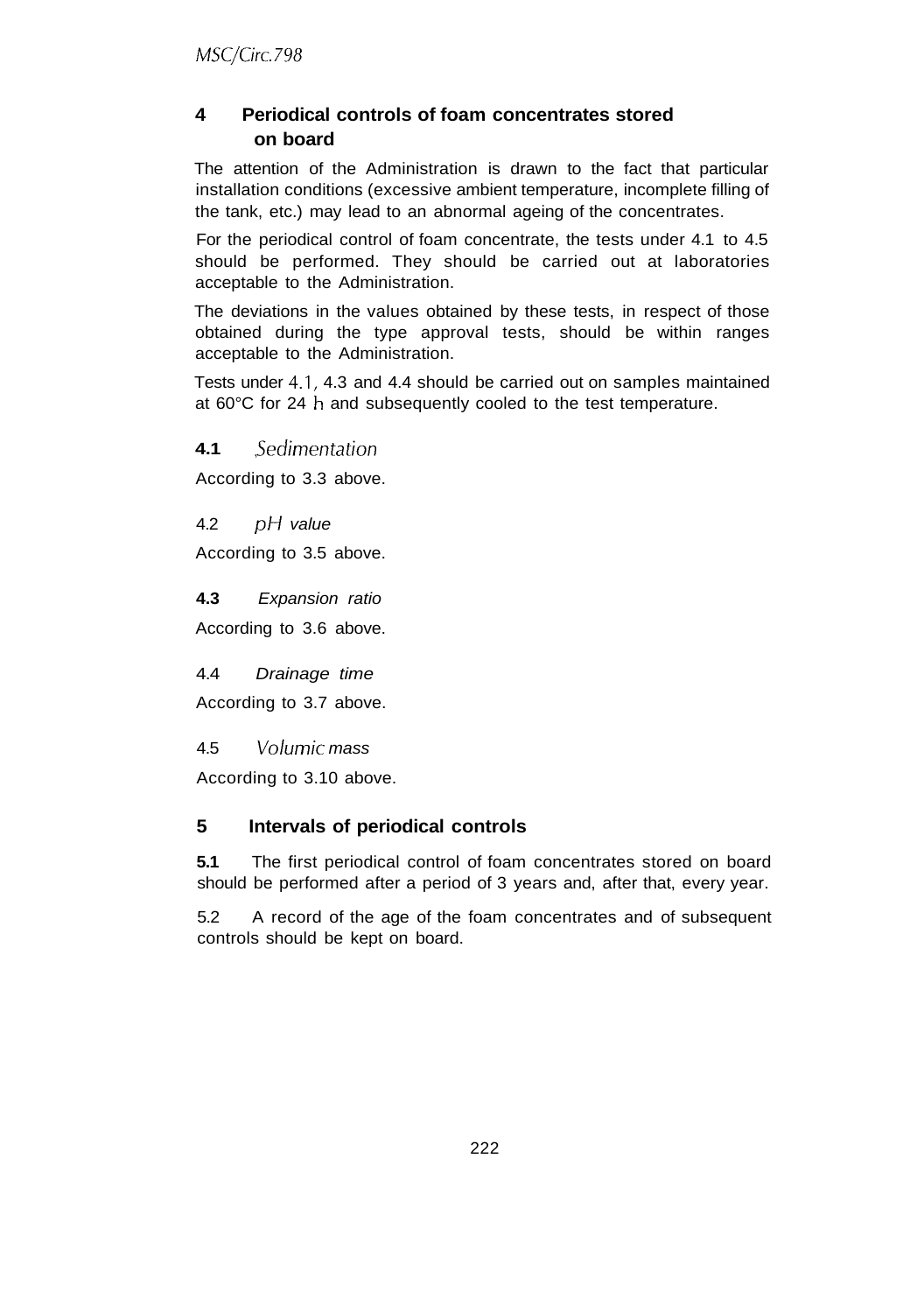## 4 Periodical controls of foam concentrates stored on board

The attention of the Administration is drawn to the fact that particular installation conditions (excessive ambient temperature, incomplete filling of the tank, etc.) may lead to an abnormal ageing of the concentrates.

For the periodical control of foam concentrate, the tests under 4.1 to 4.5 should be performed. They should be carried out at laboratories acceptable to the Administration.

The deviations in the values obtained by these tests, in respect of those obtained during the type approval tests, should be within ranges acceptable to the Administration.

Tests under 4.1, 4.3 and 4.4 should be carried out on samples maintained at 60°C for 24 h and subsequently cooled to the test temperature.

### 4.1 *Sedimentation*

According to 3.3 above.

### 4.2 *pH value*

According to 3.5 above.

### 4.3 *Expansion ratio*

According to 3.6 above.

### 4.4 *Drainage time*

According to 3.7 above.

### 4.5 *Volumic mass*

According to 3.10 above.

## 5 Intervals of periodical controls

**5.1** The first periodical control of foam concentrates stored on board should be performed after a period of 3 years and, after that, every year.

5.2 A record of the age of the foam concentrates and of subsequent controls should be kept on board.